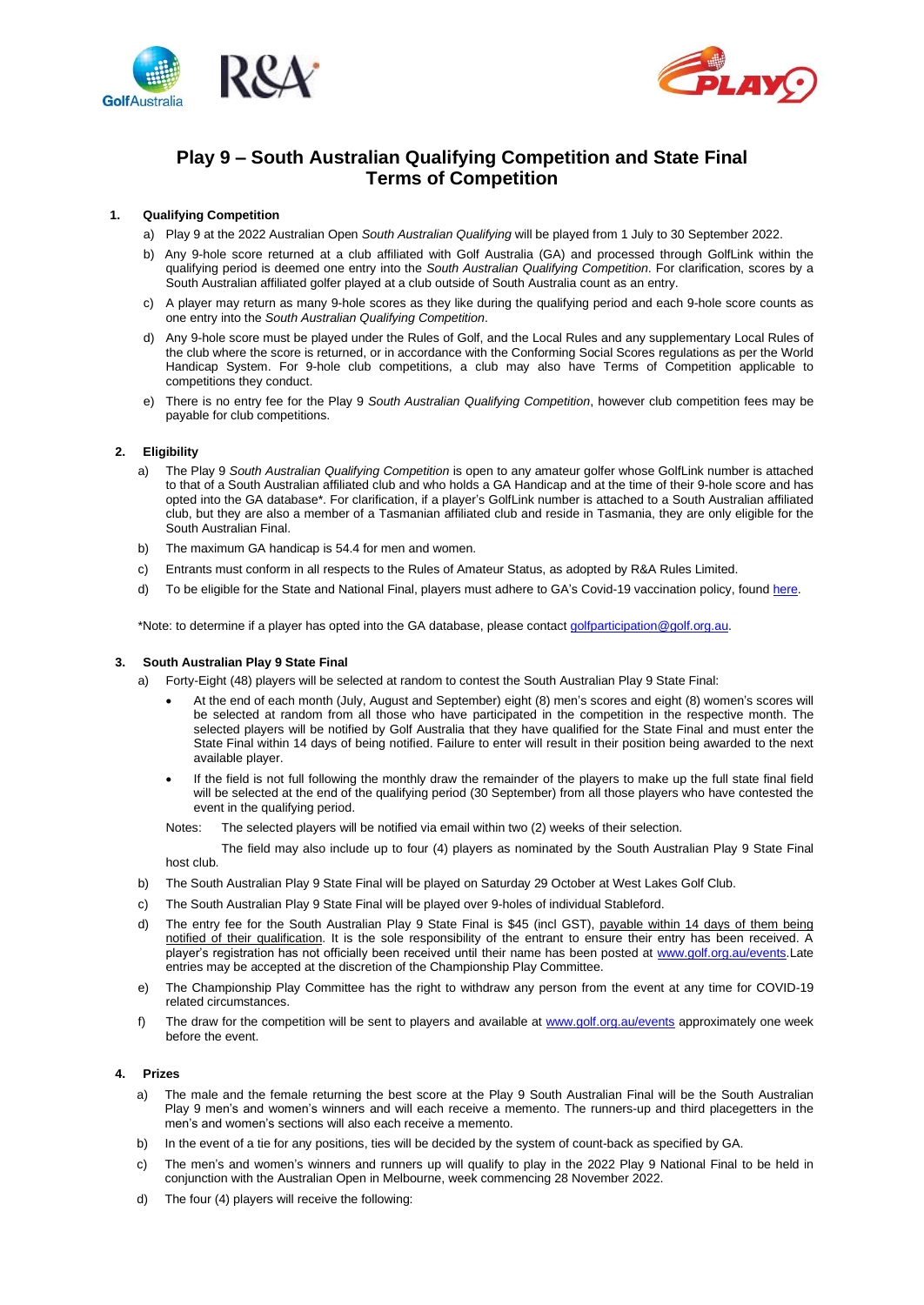# Play 9 – South Australian Qualifying Competition and State Final Terms of Competition

## 1. Qualifying Competition

a) Play 9 at the 2022 Australian Open *South Australian Qualifying* will be played from 1 July to 30 September 2022.

b) Any 9-hole score returned at a club affiliated with Golf Australia (GA) and processed through GolfLink within the qualifying period is deemed one entry into the *South Australian Qualifying Competition*. For clarification, scores by a South Australian affiliated golfer played at a club outside of South Australia count as an entry.

c) A player may return as many 9-hole scores as they like during the qualifying period and each 9-hole score counts as one entry into the *South Australian Qualifying Competition*.

d) Any 9-hole score must be played under the Rules of Golf, and the Local Rules and any supplementary Local Rules of the club where the score is returned, or in accordance with the Conforming Social Scores regulations as per the World Handicap System. For 9-hole club competitions, a club may also have Terms of Competition applicable to competitions they conduct.

e) There is no entry fee for the Play 9 *South Australian Qualifying Competition*, however club competition fees may be payable for club competitions.

## 2. Eligibility

a) The Play 9 *South Australian Qualifying Competition* is open to any amateur golfer whose GolfLink number is attached to that of a South Australian affiliated club and who holds a GA Handicap and at the time of their 9-hole score and has opted into the GA database*. For clarification, if a player's GolfLink number is attached to a South Australian affiliated club, but they are also a member of a Tasmanian affiliated club and reside in Tasmania, they are only eligible for the South Australian Final.

b) The maximum GA handicap is 54.4 for men and women.

c) Entrants must conform in all respects to the Rules of Amateur Status, as adopted by R&A Rules Limited.

d) To be eligible for the State and National Final, players must adhere to GA's Covid-19 vaccination policy, found here.

*Note: to determine if a player has opted into the GA database, please contact golfparticipation@golf.org.au.

## 3. South Australian Play 9 State Final

a) Forty-Eight (48) players will be selected at random to contest the South Australian Play 9 State Final:

- At the end of each month (July, August and September) eight (8) men's scores and eight (8) women's scores will be selected at random from all those who have participated in the competition in the respective month. The selected players will be notified by Golf Australia that they have qualified for the State Final and must enter the State Final within 14 days of being notified. Failure to enter will result in their position being awarded to the next available player.
- If the field is not full following the monthly draw the remainder of the players to make up the full state final field will be selected at the end of the qualifying period (30 September) from all those players who have contested the event in the qualifying period.

Notes: The selected players will be notified via email within two (2) weeks of their selection.

The field may also include up to four (4) players as nominated by the South Australian Play 9 State Final host club.

b) The South Australian Play 9 State Final will be played on Saturday 29 October at West Lakes Golf Club.

c) The South Australian Play 9 State Final will be played over 9-holes of individual Stableford.

d) The entry fee for the South Australian Play 9 State Final is $45 (incl GST), payable within 14 days of them being notified of their qualification. It is the sole responsibility of the entrant to ensure their entry has been received. A player's registration has not officially been received until their name has been posted at www.golf.org.au/events.Late entries may be accepted at the discretion of the Championship Play Committee.

e) The Championship Play Committee has the right to withdraw any person from the event at any time for COVID-19 related circumstances.

f) The draw for the competition will be sent to players and available at www.golf.org.au/events approximately one week before the event.

## 4. Prizes

a) The male and the female returning the best score at the Play 9 South Australian Final will be the South Australian Play 9 men's and women's winners and will each receive a memento. The runners-up and third placegetters in the men's and women's sections will also each receive a memento.

b) In the event of a tie for any positions, ties will be decided by the system of count-back as specified by GA.

c) The men's and women's winners and runners up will qualify to play in the 2022 Play 9 National Final to be held in conjunction with the Australian Open in Melbourne, week commencing 28 November 2022.

d) The four (4) players will receive the following: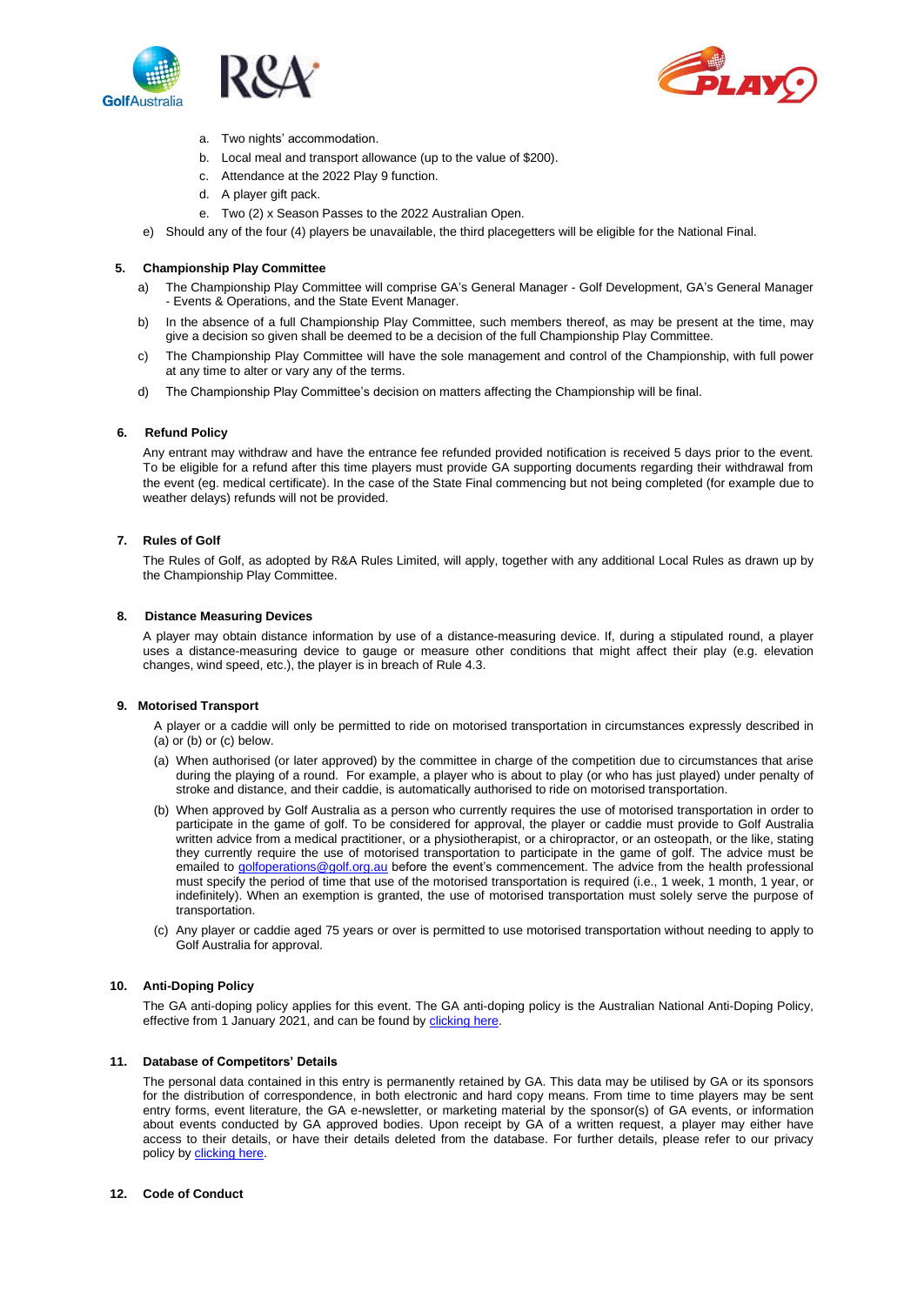a. Two nights' accommodation.
b. Local meal and transport allowance (up to the value of $200).
c. Attendance at the 2022 Play 9 function.
d. A player gift pack.
e. Two (2) x Season Passes to the 2022 Australian Open.

e) Should any of the four (4) players be unavailable, the third placegetters will be eligible for the National Final.

## 5. Championship Play Committee

a) The Championship Play Committee will comprise GA's General Manager - Golf Development, GA's General Manager - Events & Operations, and the State Event Manager.

b) In the absence of a full Championship Play Committee, such members thereof, as may be present at the time, may give a decision so given shall be deemed to be a decision of the full Championship Play Committee.

c) The Championship Play Committee will have the sole management and control of the Championship, with full power at any time to alter or vary any of the terms.

d) The Championship Play Committee's decision on matters affecting the Championship will be final.

## 6. Refund Policy

Any entrant may withdraw and have the entrance fee refunded provided notification is received 5 days prior to the event. To be eligible for a refund after this time players must provide GA supporting documents regarding their withdrawal from the event (eg. medical certificate). In the case of the State Final commencing but not being completed (for example due to weather delays) refunds will not be provided.

## 7. Rules of Golf

The Rules of Golf, as adopted by R&A Rules Limited, will apply, together with any additional Local Rules as drawn up by the Championship Play Committee.

## 8. Distance Measuring Devices

A player may obtain distance information by use of a distance-measuring device. If, during a stipulated round, a player uses a distance-measuring device to gauge or measure other conditions that might affect their play (e.g. elevation changes, wind speed, etc.), the player is in breach of Rule 4.3.

## 9. Motorised Transport

A player or a caddie will only be permitted to ride on motorised transportation in circumstances expressly described in (a) or (b) or (c) below.

(a) When authorised (or later approved) by the committee in charge of the competition due to circumstances that arise during the playing of a round. For example, a player who is about to play (or who has just played) under penalty of stroke and distance, and their caddie, is automatically authorised to ride on motorised transportation.

(b) When approved by Golf Australia as a person who currently requires the use of motorised transportation in order to participate in the game of golf. To be considered for approval, the player or caddie must provide to Golf Australia written advice from a medical practitioner, or a physiotherapist, or a chiropractor, or an osteopath, or the like, stating they currently require the use of motorised transportation to participate in the game of golf. The advice must be emailed to golfoperations@golf.org.au before the event's commencement. The advice from the health professional must specify the period of time that use of the motorised transportation is required (i.e., 1 week, 1 month, 1 year, or indefinitely). When an exemption is granted, the use of motorised transportation must solely serve the purpose of transportation.

(c) Any player or caddie aged 75 years or over is permitted to use motorised transportation without needing to apply to Golf Australia for approval.

## 10. Anti-Doping Policy

The GA anti-doping policy applies for this event. The GA anti-doping policy is the Australian National Anti-Doping Policy, effective from 1 January 2021, and can be found by clicking here.

## 11. Database of Competitors' Details

The personal data contained in this entry is permanently retained by GA. This data may be utilised by GA or its sponsors for the distribution of correspondence, in both electronic and hard copy means. From time to time players may be sent entry forms, event literature, the GA e-newsletter, or marketing material by the sponsor(s) of GA events, or information about events conducted by GA approved bodies. Upon receipt by GA of a written request, a player may either have access to their details, or have their details deleted from the database. For further details, please refer to our privacy policy by clicking here.

## 12. Code of Conduct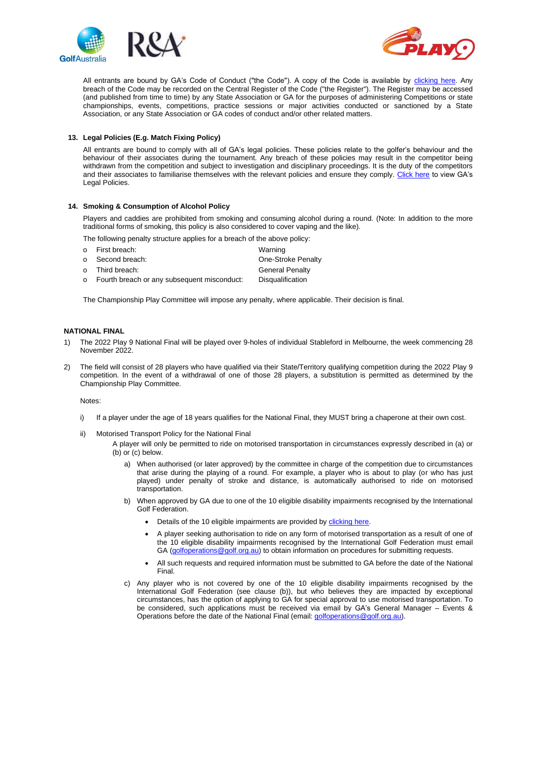All entrants are bound by GA's Code of Conduct ("the Code"). A copy of the Code is available by clicking here. Any breach of the Code may be recorded on the Central Register of the Code ("the Register"). The Register may be accessed (and published from time to time) by any State Association or GA for the purposes of administering Competitions or state championships, events, competitions, practice sessions or major activities conducted or sanctioned by a State Association, or any State Association or GA codes of conduct and/or other related matters.

**13. Legal Policies (E.g. Match Fixing Policy)**

All entrants are bound to comply with all of GA's legal policies. These policies relate to the golfer's behaviour and the behaviour of their associates during the tournament. Any breach of these policies may result in the competitor being withdrawn from the competition and subject to investigation and disciplinary proceedings. It is the duty of the competitors and their associates to familiarise themselves with the relevant policies and ensure they comply. Click here to view GA's Legal Policies.

**14. Smoking & Consumption of Alcohol Policy**

Players and caddies are prohibited from smoking and consuming alcohol during a round. (Note: In addition to the more traditional forms of smoking, this policy is also considered to cover vaping and the like).

The following penalty structure applies for a breach of the above policy:

| | |
|---|---|
| o First breach: | Warning |
| o Second breach: | One-Stroke Penalty |
| o Third breach: | General Penalty |
| o Fourth breach or any subsequent misconduct: | Disqualification |

The Championship Play Committee will impose any penalty, where applicable. Their decision is final.

**NATIONAL FINAL**

1) The 2022 Play 9 National Final will be played over 9-holes of individual Stableford in Melbourne, the week commencing 28 November 2022.

2) The field will consist of 28 players who have qualified via their State/Territory qualifying competition during the 2022 Play 9 competition. In the event of a withdrawal of one of those 28 players, a substitution is permitted as determined by the Championship Play Committee.

   Notes:

   i) If a player under the age of 18 years qualifies for the National Final, they MUST bring a chaperone at their own cost.

   ii) Motorised Transport Policy for the National Final

      A player will only be permitted to ride on motorised transportation in circumstances expressly described in (a) or (b) or (c) below.

      a) When authorised (or later approved) by the committee in charge of the competition due to circumstances that arise during the playing of a round. For example, a player who is about to play (or who has just played) under penalty of stroke and distance, is automatically authorised to ride on motorised transportation.

      b) When approved by GA due to one of the 10 eligible disability impairments recognised by the International Golf Federation.

         - Details of the 10 eligible impairments are provided by clicking here.
         - A player seeking authorisation to ride on any form of motorised transportation as a result of one of the 10 eligible disability impairments recognised by the International Golf Federation must email GA (golfoperations@golf.org.au) to obtain information on procedures for submitting requests.
         - All such requests and required information must be submitted to GA before the date of the National Final.

      c) Any player who is not covered by one of the 10 eligible disability impairments recognised by the International Golf Federation (see clause (b)), but who believes they are impacted by exceptional circumstances, has the option of applying to GA for special approval to use motorised transportation. To be considered, such applications must be received via email by GA's General Manager – Events & Operations before the date of the National Final (email: golfoperations@golf.org.au).